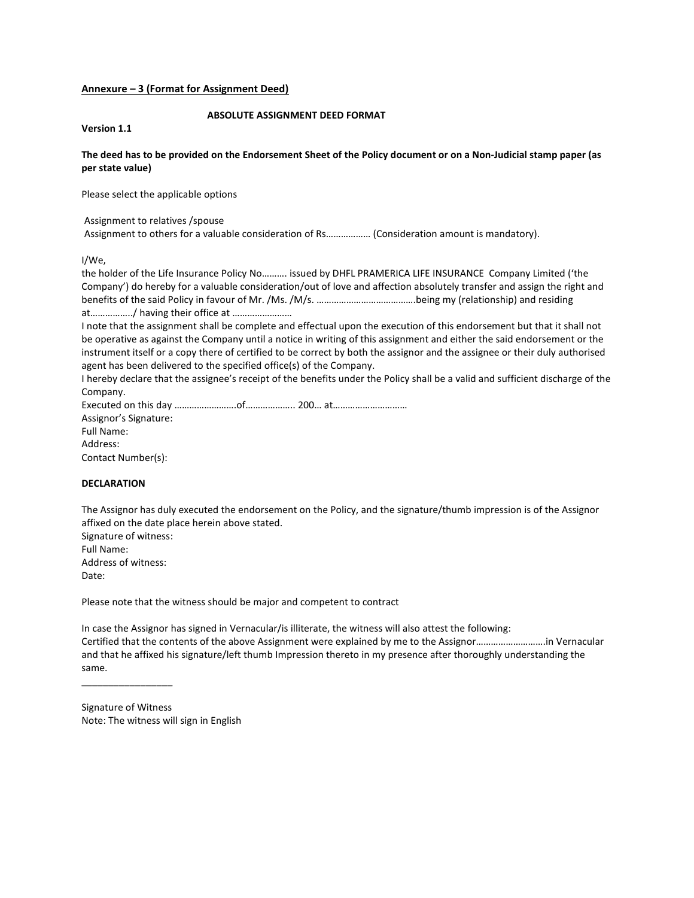**<u>Annexure – 3 (Format for Assignment Deed)</u>**

**ABSOLUTE ASSIGNMENT DEED FORMAT**

**Version 1.1**

**The deed has to be provided on the Endorsement Sheet of the Policy document or on a Non-Judicial stamp paper (as per state value)**

Please select the applicable options

Assignment to relatives /spouse
Assignment to others for a valuable consideration of Rs……………… (Consideration amount is mandatory).

I/We,

the holder of the Life Insurance Policy No………. issued by DHFL PRAMERICA LIFE INSURANCE Company Limited ('the Company') do hereby for a valuable consideration/out of love and affection absolutely transfer and assign the right and benefits of the said Policy in favour of Mr. /Ms. /M/s. ………………………………….being my (relationship) and residing at……………../ having their office at ……………………
I note that the assignment shall be complete and effectual upon the execution of this endorsement but that it shall not be operative as against the Company until a notice in writing of this assignment and either the said endorsement or the instrument itself or a copy there of certified to be correct by both the assignor and the assignee or their duly authorised agent has been delivered to the specified office(s) of the Company.
I hereby declare that the assignee's receipt of the benefits under the Policy shall be a valid and sufficient discharge of the Company.
Executed on this day …………………….of……………….. 200… at…………………………
Assignor's Signature:
Full Name:
Address:
Contact Number(s):

**DECLARATION**

The Assignor has duly executed the endorsement on the Policy, and the signature/thumb impression is of the Assignor affixed on the date place herein above stated.
Signature of witness:
Full Name:
Address of witness:
Date:

Please note that the witness should be major and competent to contract

In case the Assignor has signed in Vernacular/is illiterate, the witness will also attest the following:
Certified that the contents of the above Assignment were explained by me to the Assignor……………………….in Vernacular and that he affixed his signature/left thumb Impression thereto in my presence after thoroughly understanding the same.

\_\_\_\_\_\_\_\_\_\_\_\_\_\_\_\_\_

Signature of Witness
Note: The witness will sign in English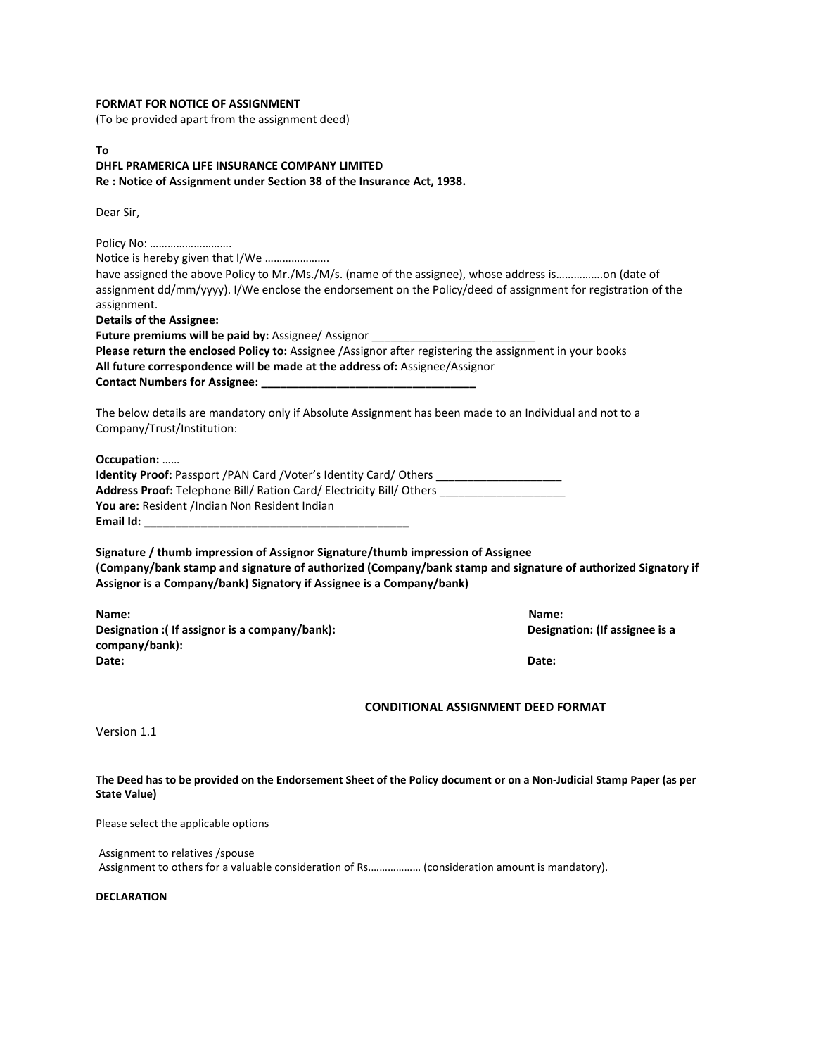**FORMAT FOR NOTICE OF ASSIGNMENT**

(To be provided apart from the assignment deed)

**To**

**DHFL PRAMERICA LIFE INSURANCE COMPANY LIMITED**

**Re : Notice of Assignment under Section 38 of the Insurance Act, 1938.**

Dear Sir,

Policy No: ……………………….

Notice is hereby given that I/We ………………….

have assigned the above Policy to Mr./Ms./M/s. (name of the assignee), whose address is…………….on (date of assignment dd/mm/yyyy). I/We enclose the endorsement on the Policy/deed of assignment for registration of the assignment.

**Details of the Assignee:**

**Future premiums will be paid by:** Assignee/ Assignor __________________________

**Please return the enclosed Policy to:** Assignee /Assignor after registering the assignment in your books

**All future correspondence will be made at the address of:** Assignee/Assignor

**Contact Numbers for Assignee: __________________________________**

The below details are mandatory only if Absolute Assignment has been made to an Individual and not to a Company/Trust/Institution:

**Occupation:** ……

**Identity Proof:** Passport /PAN Card /Voter's Identity Card/ Others ____________________

**Address Proof:** Telephone Bill/ Ration Card/ Electricity Bill/ Others ____________________

**You are:** Resident /Indian Non Resident Indian

**Email Id: ___________________________________________**

**Signature / thumb impression of Assignor Signature/thumb impression of Assignee**
**(Company/bank stamp and signature of authorized (Company/bank stamp and signature of authorized Signatory if Assignor is a Company/bank) Signatory if Assignee is a Company/bank)**

**Name:**
**Designation :( If assignor is a company/bank):**
**Date:**

**Name:**
**Designation: (If assignee is a company/bank):**
**Date:**

**CONDITIONAL ASSIGNMENT DEED FORMAT**

Version 1.1

**The Deed has to be provided on the Endorsement Sheet of the Policy document or on a Non-Judicial Stamp Paper (as per State Value)**

Please select the applicable options

Assignment to relatives /spouse

Assignment to others for a valuable consideration of Rs.……………… (consideration amount is mandatory).

**DECLARATION**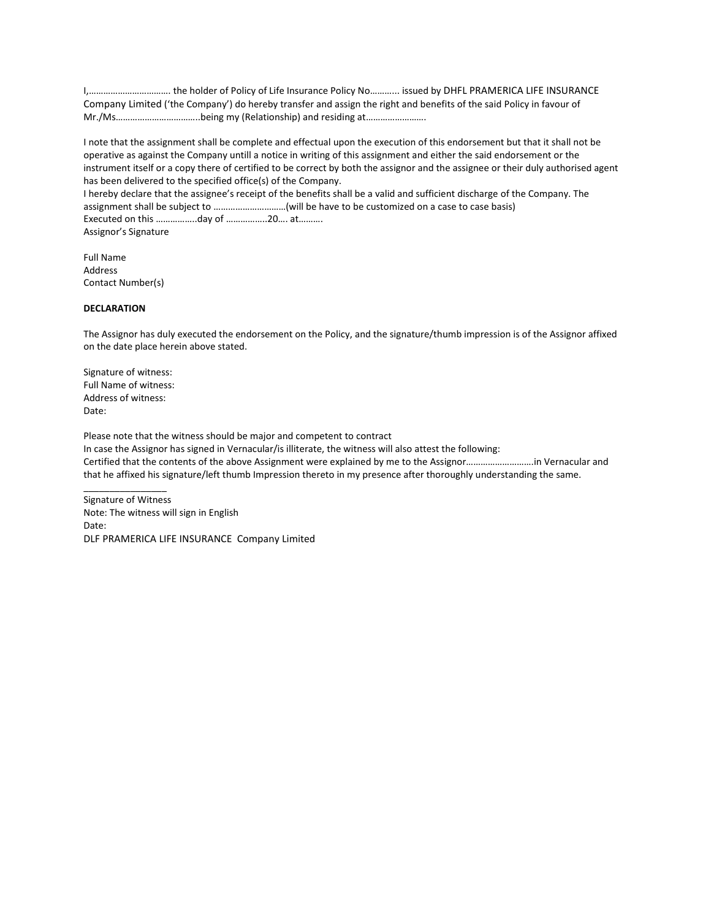I,……………………………. the holder of Policy of Life Insurance Policy No……….. issued by DHFL PRAMERICA LIFE INSURANCE Company Limited ('the Company') do hereby transfer and assign the right and benefits of the said Policy in favour of Mr./Ms……………………………..being my (Relationship) and residing at…………………….

I note that the assignment shall be complete and effectual upon the execution of this endorsement but that it shall not be operative as against the Company untill a notice in writing of this assignment and either the said endorsement or the instrument itself or a copy there of certified to be correct by both the assignor and the assignee or their duly authorised agent has been delivered to the specified office(s) of the Company.
I hereby declare that the assignee's receipt of the benefits shall be a valid and sufficient discharge of the Company. The assignment shall be subject to …………………………(will be have to be customized on a case to case basis)
Executed on this ……………..day of ……………..20…. at……….
Assignor's Signature

Full Name
Address
Contact Number(s)

**DECLARATION**

The Assignor has duly executed the endorsement on the Policy, and the signature/thumb impression is of the Assignor affixed on the date place herein above stated.

Signature of witness:
Full Name of witness:
Address of witness:
Date:

Please note that the witness should be major and competent to contract
In case the Assignor has signed in Vernacular/is illiterate, the witness will also attest the following:
Certified that the contents of the above Assignment were explained by me to the Assignor……………………….in Vernacular and that he affixed his signature/left thumb Impression thereto in my presence after thoroughly understanding the same.

________________
Signature of Witness
Note: The witness will sign in English
Date:
DLF PRAMERICA LIFE INSURANCE Company Limited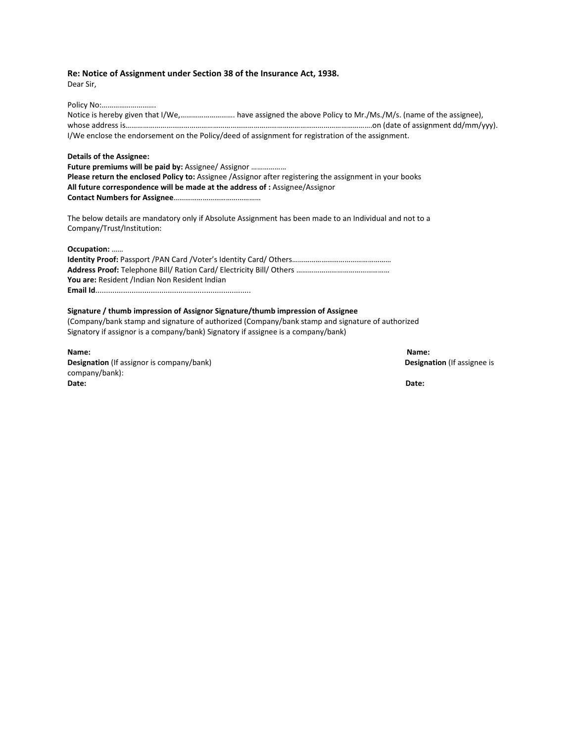**Re: Notice of Assignment under Section 38 of the Insurance Act, 1938.**

Dear Sir,

Policy No:……………………….

Notice is hereby given that I/We,………………………. have assigned the above Policy to Mr./Ms./M/s. (name of the assignee), whose address is…………………………………………………………………………………………………………….on (date of assignment dd/mm/yyy).

I/We enclose the endorsement on the Policy/deed of assignment for registration of the assignment.

**Details of the Assignee:**

**Future premiums will be paid by:** Assignee/ Assignor ………………

**Please return the enclosed Policy to:** Assignee /Assignor after registering the assignment in your books

**All future correspondence will be made at the address of :** Assignee/Assignor

**Contact Numbers for Assignee**………………………………………

The below details are mandatory only if Absolute Assignment has been made to an Individual and not to a Company/Trust/Institution:

**Occupation:** ……

**Identity Proof:** Passport /PAN Card /Voter's Identity Card/ Others……………………………………………

**Address Proof:** Telephone Bill/ Ration Card/ Electricity Bill/ Others …………………………………………

**You are:** Resident /Indian Non Resident Indian

**Email Id**........................................................................

**Signature / thumb impression of Assignor Signature/thumb impression of Assignee**

(Company/bank stamp and signature of authorized (Company/bank stamp and signature of authorized Signatory if assignor is a company/bank) Signatory if assignee is a company/bank)

**Name:**

**Designation** (If assignor is company/bank)

**Date:**

**Name:**

**Designation** (If assignee is company/bank):

**Date:**